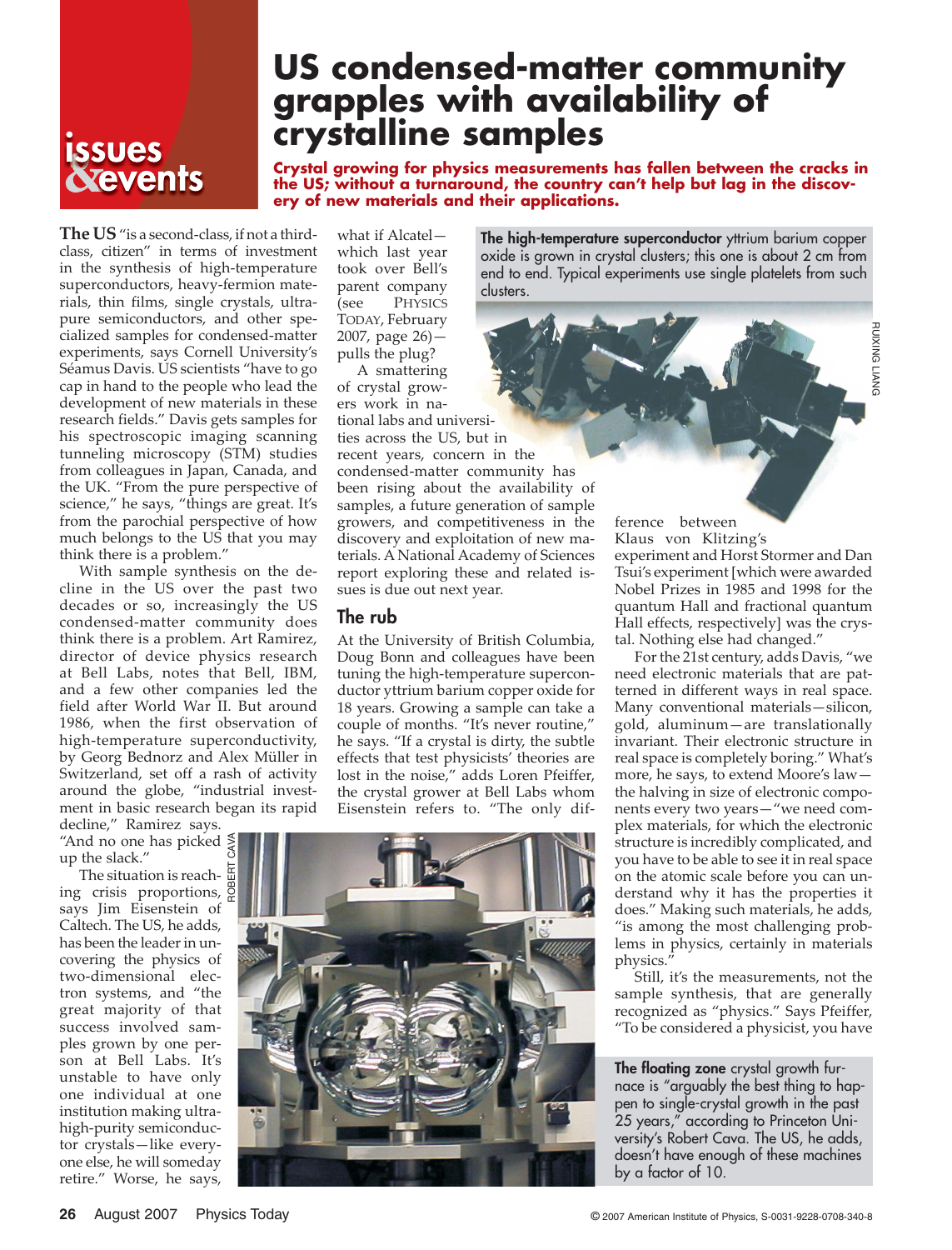# US condensed-matter community grapples with availability of crystalline samples

**Crystal growing for physics measurements has fallen between the cracks in the US; without a turnaround, the country can't help but lag in the discovery of new materials and their applications.**

**The US** "is a second-class, if not a third-class, citizen" in terms of investment in the synthesis of high-temperature superconductors, heavy-fermion materials, thin films, single crystals, ultrapure semiconductors, and other specialized samples for condensed-matter experiments, says Cornell University's Séamus Davis. US scientists "have to go cap in hand to the people who lead the development of new materials in these research fields." Davis gets samples for his spectroscopic imaging scanning tunneling microscopy (STM) studies from colleagues in Japan, Canada, and the UK. "From the pure perspective of science," he says, "things are great. It's from the parochial perspective of how much belongs to the US that you may think there is a problem."

With sample synthesis on the decline in the US over the past two decades or so, increasingly the US condensed-matter community does think there is a problem. Art Ramirez, director of device physics research at Bell Labs, notes that Bell, IBM, and a few other companies led the field after World War II. But around 1986, when the first observation of high-temperature superconductivity, by Georg Bednorz and Alex Müller in Switzerland, set off a rash of activity around the globe, "industrial investment in basic research began its rapid decline," Ramirez says. "And no one has picked up the slack."

The situation is reaching crisis proportions, says Jim Eisenstein of Caltech. The US, he adds, has been the leader in uncovering the physics of two-dimensional electron systems, and "the great majority of that success involved samples grown by one person at Bell Labs. It's unstable to have only one individual at one institution making ultrahigh-purity semiconductor crystals—like everyone else, he will someday retire." Worse, he says, what if Alcatel—which last year took over Bell's parent company (see PHYSICS TODAY, February 2007, page 26)—pulls the plug?

A smattering of crystal growers work in national labs and universities across the US, but in recent years, concern in the condensed-matter community has been rising about the availability of samples, a future generation of sample growers, and competitiveness in the discovery and exploitation of new materials. A National Academy of Sciences report exploring these and related issues is due out next year.

**The high-temperature superconductor** yttrium barium copper oxide is grown in crystal clusters; this one is about 2 cm from end to end. Typical experiments use single platelets from such clusters.

## The rub

At the University of British Columbia, Doug Bonn and colleagues have been tuning the high-temperature superconductor yttrium barium copper oxide for 18 years. Growing a sample can take a couple of months. "It's never routine," he says. "If a crystal is dirty, the subtle effects that test physicists' theories are lost in the noise," adds Loren Pfeiffer, the crystal grower at Bell Labs whom Eisenstein refers to. "The only difference between Klaus von Klitzing's experiment and Horst Stormer and Dan Tsui's experiment [which were awarded Nobel Prizes in 1985 and 1998 for the quantum Hall and fractional quantum Hall effects, respectively] was the crystal. Nothing else had changed."

For the 21st century, adds Davis, "we need electronic materials that are patterned in different ways in real space. Many conventional materials—silicon, gold, aluminum—are translationally invariant. Their electronic structure in real space is completely boring." What's more, he says, to extend Moore's law—the halving in size of electronic components every two years—"we need complex materials, for which the electronic structure is incredibly complicated, and you have to be able to see it in real space on the atomic scale before you can understand why it has the properties it does." Making such materials, he adds, "is among the most challenging problems in physics, certainly in materials physics."

Still, it's the measurements, not the sample synthesis, that are generally recognized as "physics." Says Pfeiffer, "To be considered a physicist, you have

**The floating zone** crystal growth furnace is "arguably the best thing to happen to single-crystal growth in the past 25 years," according to Princeton University's Robert Cava. The US, he adds, doesn't have enough of these machines by a factor of 10.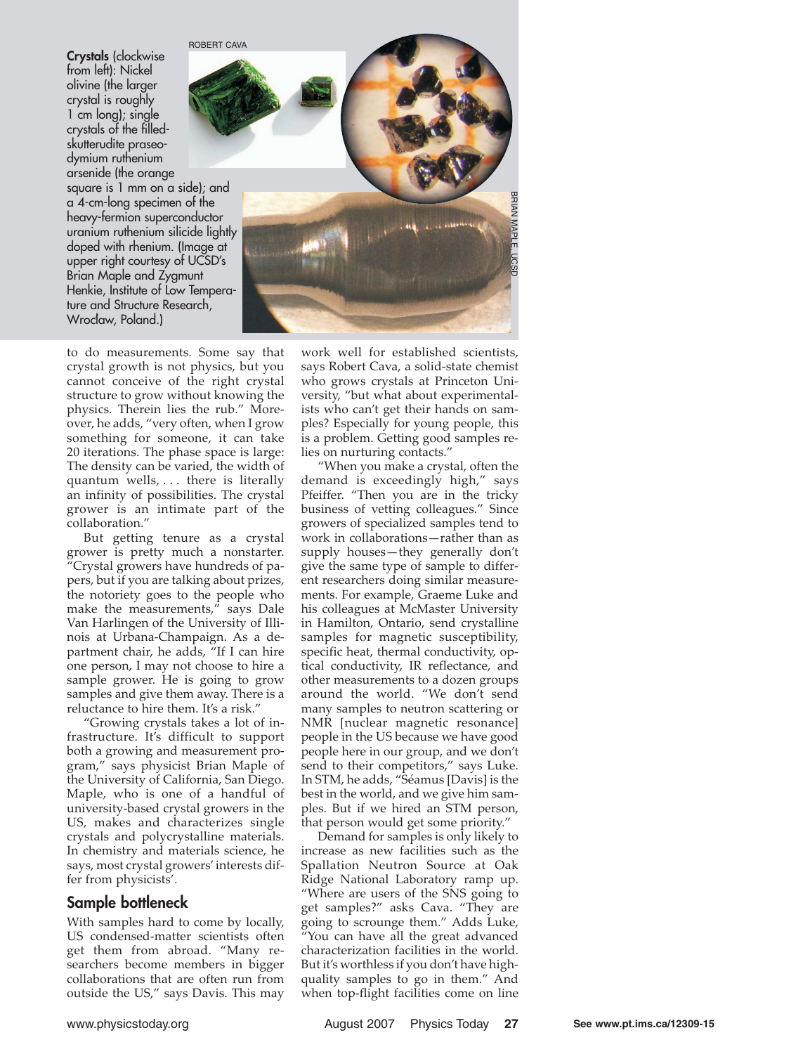**Crystals** (clockwise from left): Nickel olivine (the larger crystal is roughly 1 cm long); single crystals of the filled-skutterudite praseodymium ruthenium arsenide (the orange square is 1 mm on a side); and a 4-cm-long specimen of the heavy-fermion superconductor uranium ruthenium silicide lightly doped with rhenium. (Image at upper right courtesy of UCSD's Brian Maple and Zygmunt Henkie, Institute of Low Temperature and Structure Research, Wrocław, Poland.)

to do measurements. Some say that crystal growth is not physics, but you cannot conceive of the right crystal structure to grow without knowing the physics. Therein lies the rub." Moreover, he adds, "very often, when I grow something for someone, it can take 20 iterations. The phase space is large: The density can be varied, the width of quantum wells, . . . there is literally an infinity of possibilities. The crystal grower is an intimate part of the collaboration."

But getting tenure as a crystal grower is pretty much a nonstarter. "Crystal growers have hundreds of papers, but if you are talking about prizes, the notoriety goes to the people who make the measurements," says Dale Van Harlingen of the University of Illinois at Urbana-Champaign. As a department chair, he adds, "If I can hire one person, I may not choose to hire a sample grower. He is going to grow samples and give them away. There is a reluctance to hire them. It's a risk."

"Growing crystals takes a lot of infrastructure. It's difficult to support both a growing and measurement program," says physicist Brian Maple of the University of California, San Diego. Maple, who is one of a handful of university-based crystal growers in the US, makes and characterizes single crystals and polycrystalline materials. In chemistry and materials science, he says, most crystal growers' interests differ from physicists'.

## Sample bottleneck

With samples hard to come by locally, US condensed-matter scientists often get them from abroad. "Many researchers become members in bigger collaborations that are often run from outside the US," says Davis. This may work well for established scientists, says Robert Cava, a solid-state chemist who grows crystals at Princeton University, "but what about experimentalists who can't get their hands on samples? Especially for young people, this is a problem. Getting good samples relies on nurturing contacts."

"When you make a crystal, often the demand is exceedingly high," says Pfeiffer. "Then you are in the tricky business of vetting colleagues." Since growers of specialized samples tend to work in collaborations—rather than as supply houses—they generally don't give the same type of sample to different researchers doing similar measurements. For example, Graeme Luke and his colleagues at McMaster University in Hamilton, Ontario, send crystalline samples for magnetic susceptibility, specific heat, thermal conductivity, optical conductivity, IR reflectance, and other measurements to a dozen groups around the world. "We don't send many samples to neutron scattering or NMR [nuclear magnetic resonance] people in the US because we have good people here in our group, and we don't send to their competitors," says Luke. In STM, he adds, "Séamus [Davis] is the best in the world, and we give him samples. But if we hired an STM person, that person would get some priority."

Demand for samples is only likely to increase as new facilities such as the Spallation Neutron Source at Oak Ridge National Laboratory ramp up. "Where are users of the SNS going to get samples?" asks Cava. "They are going to scrounge them." Adds Luke, "You can have all the great advanced characterization facilities in the world. But it's worthless if you don't have high-quality samples to go in them." And when top-flight facilities come on line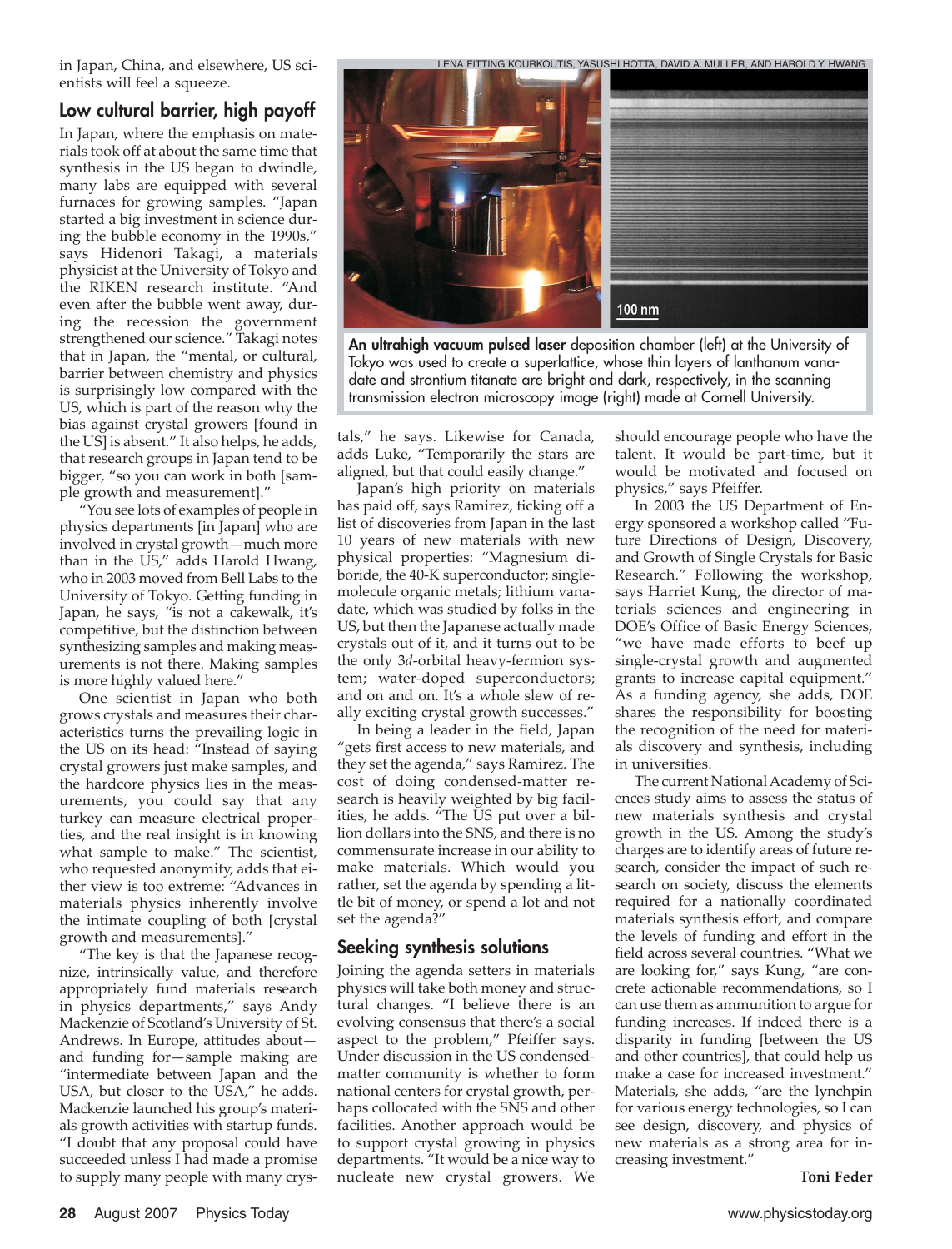in Japan, China, and elsewhere, US scientists will feel a squeeze.

## Low cultural barrier, high payoff

In Japan, where the emphasis on materials took off at about the same time that synthesis in the US began to dwindle, many labs are equipped with several furnaces for growing samples. "Japan started a big investment in science during the bubble economy in the 1990s," says Hidenori Takagi, a materials physicist at the University of Tokyo and the RIKEN research institute. "And even after the bubble went away, during the recession the government strengthened our science." Takagi notes that in Japan, the "mental, or cultural, barrier between chemistry and physics is surprisingly low compared with the US, which is part of the reason why the bias against crystal growers [found in the US] is absent." It also helps, he adds, that research groups in Japan tend to be bigger, "so you can work in both [sample growth and measurement]."

"You see lots of examples of people in physics departments [in Japan] who are involved in crystal growth—much more than in the US," adds Harold Hwang, who in 2003 moved from Bell Labs to the University of Tokyo. Getting funding in Japan, he says, "is not a cakewalk, it's competitive, but the distinction between synthesizing samples and making measurements is not there. Making samples is more highly valued here."

One scientist in Japan who both grows crystals and measures their characteristics turns the prevailing logic in the US on its head: "Instead of saying crystal growers just make samples, and the hardcore physics lies in the measurements, you could say that any turkey can measure electrical properties, and the real insight is in knowing what sample to make." The scientist, who requested anonymity, adds that either view is too extreme: "Advances in materials physics inherently involve the intimate coupling of both [crystal growth and measurements]."

"The key is that the Japanese recognize, intrinsically value, and therefore appropriately fund materials research in physics departments," says Andy Mackenzie of Scotland's University of St. Andrews. In Europe, attitudes about—and funding for—sample making are "intermediate between Japan and the USA, but closer to the USA," he adds. Mackenzie launched his group's materials growth activities with startup funds. "I doubt that any proposal could have succeeded unless I had made a promise to supply many people with many crystals," he says. Likewise for Canada, adds Luke, "Temporarily the stars are aligned, but that could easily change."

LENA FITTING KOURKOUTIS, YASUSHI HOTTA, DAVID A. MULLER, AND HAROLD Y. HWANG

100 nm

**An ultrahigh vacuum pulsed laser** deposition chamber (left) at the University of Tokyo was used to create a superlattice, whose thin layers of lanthanum vanadate and strontium titanate are bright and dark, respectively, in the scanning transmission electron microscopy image (right) made at Cornell University.

Japan's high priority on materials has paid off, says Ramirez, ticking off a list of discoveries from Japan in the last 10 years of new materials with new physical properties: "Magnesium diboride, the 40-K superconductor; single-molecule organic metals; lithium vanadate, which was studied by folks in the US, but then the Japanese actually made crystals out of it, and it turns out to be the only 3*d*-orbital heavy-fermion system; water-doped superconductors; and on and on. It's a whole slew of really exciting crystal growth successes."

In being a leader in the field, Japan "gets first access to new materials, and they set the agenda," says Ramirez. The cost of doing condensed-matter research is heavily weighted by big facilities, he adds. "The US put over a billion dollars into the SNS, and there is no commensurate increase in our ability to make materials. Which would you rather, set the agenda by spending a little bit of money, or spend a lot and not set the agenda?"

## Seeking synthesis solutions

Joining the agenda setters in materials physics will take both money and structural changes. "I believe there is an evolving consensus that there's a social aspect to the problem," Pfeiffer says. Under discussion in the US condensed-matter community is whether to form national centers for crystal growth, perhaps collocated with the SNS and other facilities. Another approach would be to support crystal growing in physics departments. "It would be a nice way to nucleate new crystal growers. We should encourage people who have the talent. It would be part-time, but it would be motivated and focused on physics," says Pfeiffer.

In 2003 the US Department of Energy sponsored a workshop called "Future Directions of Design, Discovery, and Growth of Single Crystals for Basic Research." Following the workshop, says Harriet Kung, the director of materials sciences and engineering in DOE's Office of Basic Energy Sciences, "we have made efforts to beef up single-crystal growth and augmented grants to increase capital equipment." As a funding agency, she adds, DOE shares the responsibility for boosting the recognition of the need for materials discovery and synthesis, including in universities.

The current National Academy of Sciences study aims to assess the status of new materials synthesis and crystal growth in the US. Among the study's charges are to identify areas of future research, consider the impact of such research on society, discuss the elements required for a nationally coordinated materials synthesis effort, and compare the levels of funding and effort in the field across several countries. "What we are looking for," says Kung, "are concrete actionable recommendations, so I can use them as ammunition to argue for funding increases. If indeed there is a disparity in funding [between the US and other countries], that could help us make a case for increased investment." Materials, she adds, "are the lynchpin for various energy technologies, so I can see design, discovery, and physics of new materials as a strong area for increasing investment."

**Toni Feder**